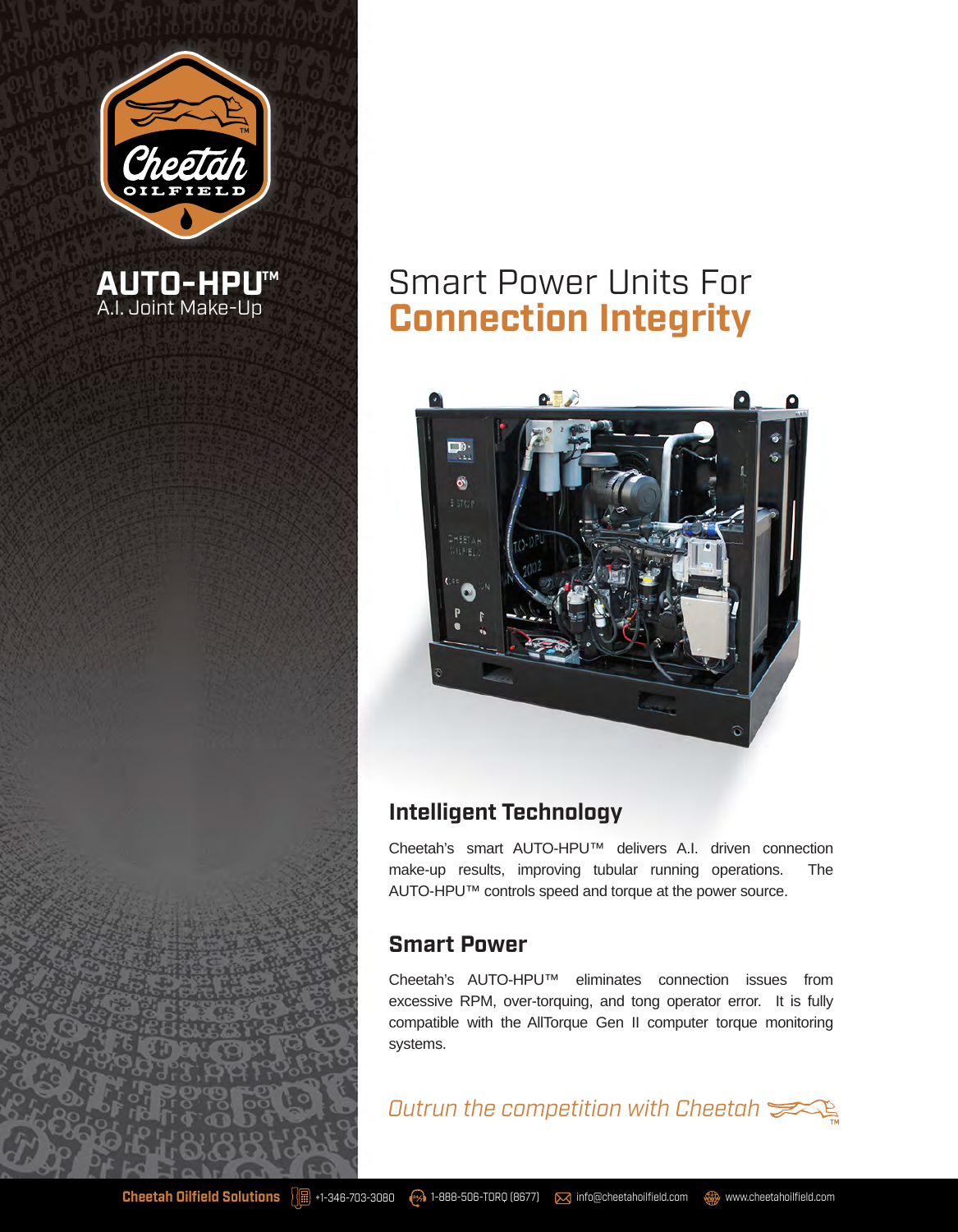# AUTO-HPU™

A.I. Joint Make-Up

## Smart Power Units For **Connection Integrity**

### Intelligent Technology

Cheetah's smart AUTO-HPU™ delivers A.I. driven connection make-up results, improving tubular running operations. The AUTO-HPU™ controls speed and torque at the power source.

### Smart Power

Cheetah's AUTO-HPU™ eliminates connection issues from excessive RPM, over-torquing, and tong operator error. It is fully compatible with the AllTorque Gen II computer torque monitoring systems.

*Outrun the competition with Cheetah*

**Cheetah Oilfield Solutions** +1-346-703-3080 1-888-506-TORQ (8677) info@cheetahoilfield.com www.cheetahoilfield.com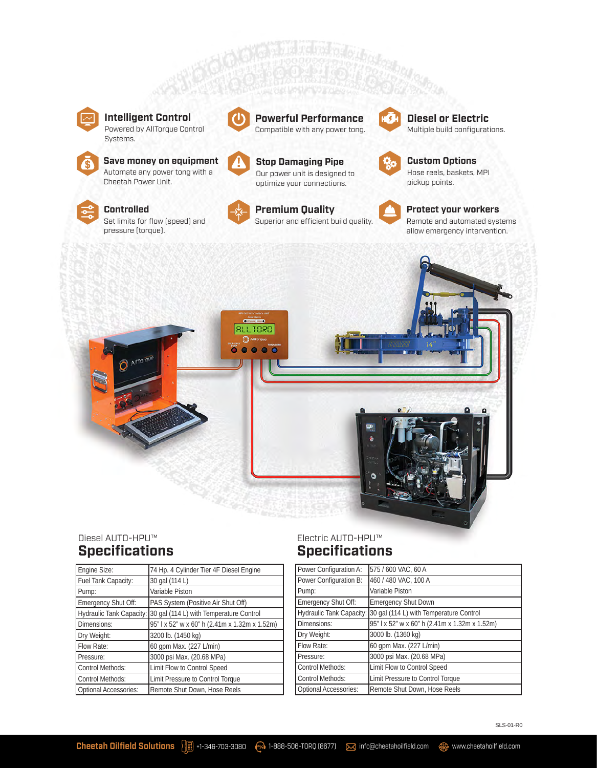### Intelligent Control
Powered by AllTorque Control Systems.

### Powerful Performance
Compatible with any power tong.

### Diesel or Electric
Multiple build configurations.

### Save money on equipment
Automate any power tong with a Cheetah Power Unit.

### Stop Damaging Pipe
Our power unit is designed to optimize your connections.

### Custom Options
Hose reels, baskets, MPI pickup points.

### Controlled
Set limits for flow (speed) and pressure (torque).

### Premium Quality
Superior and efficient build quality.

### Protect your workers
Remote and automated systems allow emergency intervention.

Diesel AUTO-HPU™
## Specifications

| | |
|---|---|
| Engine Size: | 74 Hp. 4 Cylinder Tier 4F Diesel Engine |
| Fuel Tank Capacity: | 30 gal (114 L) |
| Pump: | Variable Piston |
| Emergency Shut Off: | PAS System (Positive Air Shut Off) |
| Hydraulic Tank Capacity: | 30 gal (114 L) with Temperature Control |
| Dimensions: | 95" l x 52" w x 60" h (2.41m x 1.32m x 1.52m) |
| Dry Weight: | 3200 lb. (1450 kg) |
| Flow Rate: | 60 gpm Max. (227 L/min) |
| Pressure: | 3000 psi Max. (20.68 MPa) |
| Control Methods: | Limit Flow to Control Speed |
| Control Methods: | Limit Pressure to Control Torque |
| Optional Accessories: | Remote Shut Down, Hose Reels |

Electric AUTO-HPU™
## Specifications

| | |
|---|---|
| Power Configuration A: | 575 / 600 VAC, 60 A |
| Power Configuration B: | 460 / 480 VAC, 100 A |
| Pump: | Variable Piston |
| Emergency Shut Off: | Emergency Shut Down |
| Hydraulic Tank Capacity: | 30 gal (114 L) with Temperature Control |
| Dimensions: | 95" l x 52" w x 60" h (2.41m x 1.32m x 1.52m) |
| Dry Weight: | 3000 lb. (1360 kg) |
| Flow Rate: | 60 gpm Max. (227 L/min) |
| Pressure: | 3000 psi Max. (20.68 MPa) |
| Control Methods: | Limit Flow to Control Speed |
| Control Methods: | Limit Pressure to Control Torque |
| Optional Accessories: | Remote Shut Down, Hose Reels |

SLS-01-R0

**Cheetah Oilfield Solutions** +1-346-703-3080 1-888-506-TORQ (8677) info@cheetahoilfield.com www.cheetahoilfield.com